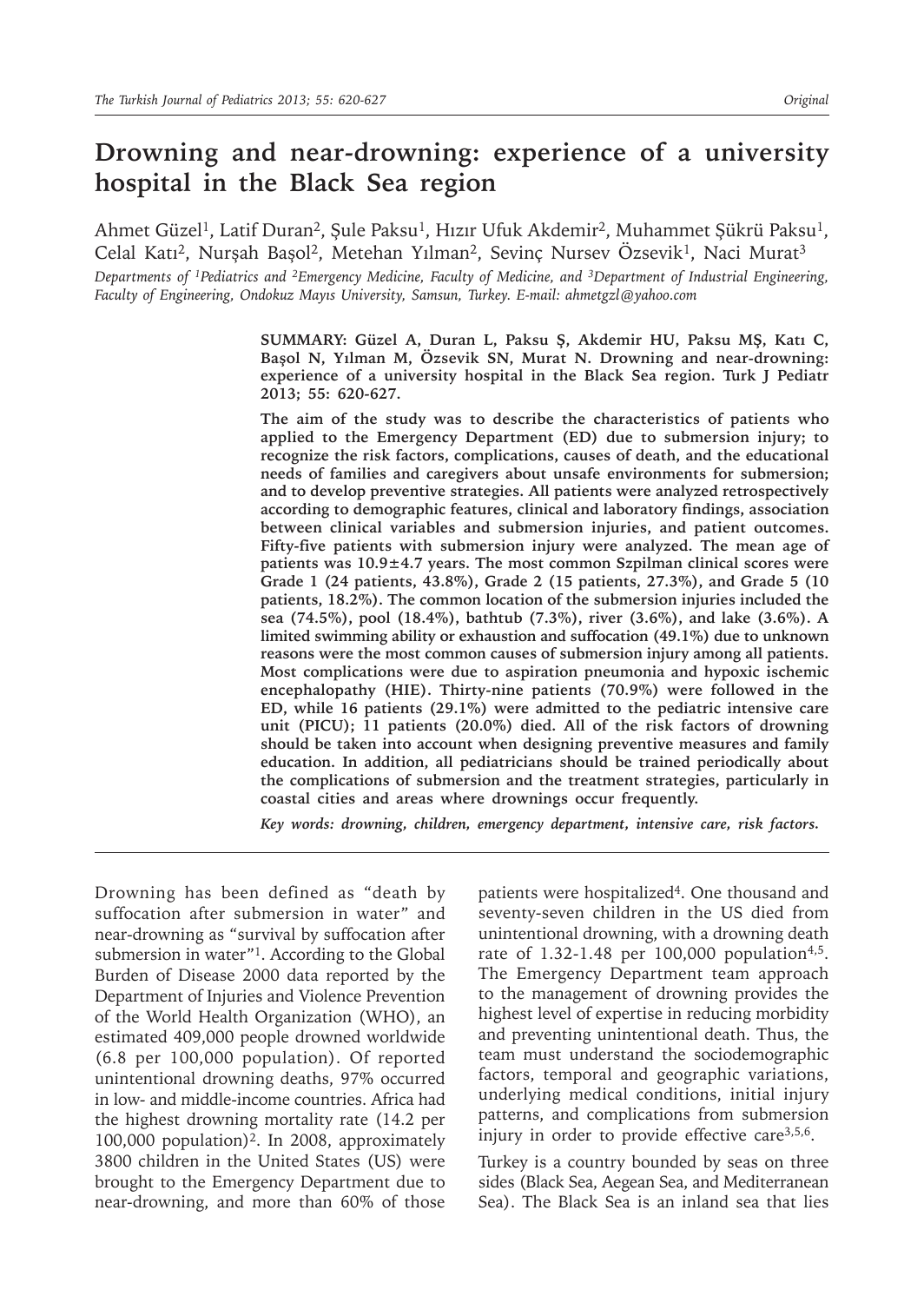# Drowning and near-drowning: experience of a university hospital in the Black Sea region

Ahmet Güzel[1], Latif Duran[2], Şule Paksu[1], Hızır Ufuk Akdemir[2], Muhammet Şükrü Paksu[1], Celal Katı[2], Nurşah Başol[2], Metehan Yılman[2], Sevinç Nursev Özsevik[1], Naci Murat[3]

*Departments of [1]Pediatrics and [2]Emergency Medicine, Faculty of Medicine, and [3]Department of Industrial Engineering, Faculty of Engineering, Ondokuz Mayıs University, Samsun, Turkey. E-mail: ahmetgzl@yahoo.com*

**SUMMARY: Güzel A, Duran L, Paksu Ş, Akdemir HU, Paksu MŞ, Katı C, Başol N, Yılman M, Özsevik SN, Murat N. Drowning and near-drowning: experience of a university hospital in the Black Sea region. Turk J Pediatr 2013; 55: 620-627.**

**The aim of the study was to describe the characteristics of patients who applied to the Emergency Department (ED) due to submersion injury; to recognize the risk factors, complications, causes of death, and the educational needs of families and caregivers about unsafe environments for submersion; and to develop preventive strategies. All patients were analyzed retrospectively according to demographic features, clinical and laboratory findings, association between clinical variables and submersion injuries, and patient outcomes. Fifty-five patients with submersion injury were analyzed. The mean age of patients was 10.9±4.7 years. The most common Szpilman clinical scores were Grade 1 (24 patients, 43.8%), Grade 2 (15 patients, 27.3%), and Grade 5 (10 patients, 18.2%). The common location of the submersion injuries included the sea (74.5%), pool (18.4%), bathtub (7.3%), river (3.6%), and lake (3.6%). A limited swimming ability or exhaustion and suffocation (49.1%) due to unknown reasons were the most common causes of submersion injury among all patients. Most complications were due to aspiration pneumonia and hypoxic ischemic encephalopathy (HIE). Thirty-nine patients (70.9%) were followed in the ED, while 16 patients (29.1%) were admitted to the pediatric intensive care unit (PICU); 11 patients (20.0%) died. All of the risk factors of drowning should be taken into account when designing preventive measures and family education. In addition, all pediatricians should be trained periodically about the complications of submersion and the treatment strategies, particularly in coastal cities and areas where drownings occur frequently.**

*Key words: drowning, children, emergency department, intensive care, risk factors.*

---

Drowning has been defined as "death by suffocation after submersion in water" and near-drowning as "survival by suffocation after submersion in water"[1]. According to the Global Burden of Disease 2000 data reported by the Department of Injuries and Violence Prevention of the World Health Organization (WHO), an estimated 409,000 people drowned worldwide (6.8 per 100,000 population). Of reported unintentional drowning deaths, 97% occurred in low- and middle-income countries. Africa had the highest drowning mortality rate (14.2 per 100,000 population)[2]. In 2008, approximately 3800 children in the United States (US) were brought to the Emergency Department due to near-drowning, and more than 60% of those patients were hospitalized[4]. One thousand and seventy-seven children in the US died from unintentional drowning, with a drowning death rate of 1.32-1.48 per 100,000 population[4,5]. The Emergency Department team approach to the management of drowning provides the highest level of expertise in reducing morbidity and preventing unintentional death. Thus, the team must understand the sociodemographic factors, temporal and geographic variations, underlying medical conditions, initial injury patterns, and complications from submersion injury in order to provide effective care[3,5,6].

Turkey is a country bounded by seas on three sides (Black Sea, Aegean Sea, and Mediterranean Sea). The Black Sea is an inland sea that lies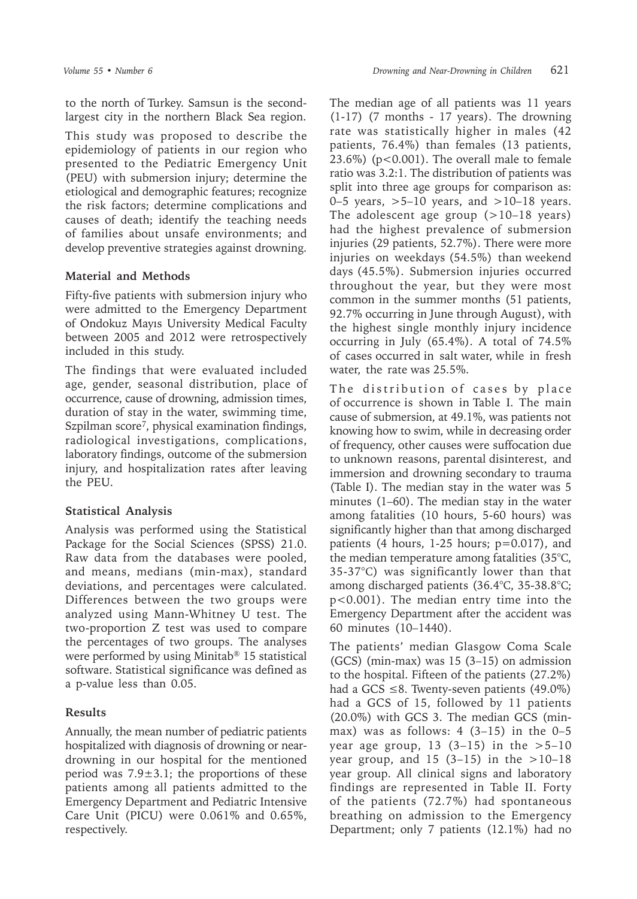to the north of Turkey. Samsun is the second-largest city in the northern Black Sea region.

This study was proposed to describe the epidemiology of patients in our region who presented to the Pediatric Emergency Unit (PEU) with submersion injury; determine the etiological and demographic features; recognize the risk factors; determine complications and causes of death; identify the teaching needs of families about unsafe environments; and develop preventive strategies against drowning.

## Material and Methods

Fifty-five patients with submersion injury who were admitted to the Emergency Department of Ondokuz Mayıs University Medical Faculty between 2005 and 2012 were retrospectively included in this study.

The findings that were evaluated included age, gender, seasonal distribution, place of occurrence, cause of drowning, admission times, duration of stay in the water, swimming time, Szpilman score[7], physical examination findings, radiological investigations, complications, laboratory findings, outcome of the submersion injury, and hospitalization rates after leaving the PEU.

## Statistical Analysis

Analysis was performed using the Statistical Package for the Social Sciences (SPSS) 21.0. Raw data from the databases were pooled, and means, medians (min-max), standard deviations, and percentages were calculated. Differences between the two groups were analyzed using Mann-Whitney U test. The two-proportion Z test was used to compare the percentages of two groups. The analyses were performed by using Minitab® 15 statistical software. Statistical significance was defined as a p-value less than 0.05.

## Results

Annually, the mean number of pediatric patients hospitalized with diagnosis of drowning or near-drowning in our hospital for the mentioned period was 7.9±3.1; the proportions of these patients among all patients admitted to the Emergency Department and Pediatric Intensive Care Unit (PICU) were 0.061% and 0.65%, respectively.

The median age of all patients was 11 years (1-17) (7 months - 17 years). The drowning rate was statistically higher in males (42 patients, 76.4%) than females (13 patients, 23.6%) ($p<0.001$). The overall male to female ratio was 3.2:1. The distribution of patients was split into three age groups for comparison as: 0–5 years, >5–10 years, and >10–18 years. The adolescent age group (>10–18 years) had the highest prevalence of submersion injuries (29 patients, 52.7%). There were more injuries on weekdays (54.5%) than weekend days (45.5%). Submersion injuries occurred throughout the year, but they were most common in the summer months (51 patients, 92.7% occurring in June through August), with the highest single monthly injury incidence occurring in July (65.4%). A total of 74.5% of cases occurred in salt water, while in fresh water, the rate was 25.5%.

The distribution of cases by place of occurrence is shown in Table I. The main cause of submersion, at 49.1%, was patients not knowing how to swim, while in decreasing order of frequency, other causes were suffocation due to unknown reasons, parental disinterest, and immersion and drowning secondary to trauma (Table I). The median stay in the water was 5 minutes (1–60). The median stay in the water among fatalities (10 hours, 5-60 hours) was significantly higher than that among discharged patients (4 hours, 1-25 hours; $p=0.017$), and the median temperature among fatalities (35°C, 35-37°C) was significantly lower than that among discharged patients (36.4°C, 35-38.8°C; $p<0.001$). The median entry time into the Emergency Department after the accident was 60 minutes (10–1440).

The patients' median Glasgow Coma Scale (GCS) (min-max) was 15 (3–15) on admission to the hospital. Fifteen of the patients (27.2%) had a GCS ≤8. Twenty-seven patients (49.0%) had a GCS of 15, followed by 11 patients (20.0%) with GCS 3. The median GCS (min-max) was as follows: 4 (3–15) in the 0–5 year age group, 13 (3–15) in the >5–10 year group, and 15 (3–15) in the >10–18 year group. All clinical signs and laboratory findings are represented in Table II. Forty of the patients (72.7%) had spontaneous breathing on admission to the Emergency Department; only 7 patients (12.1%) had no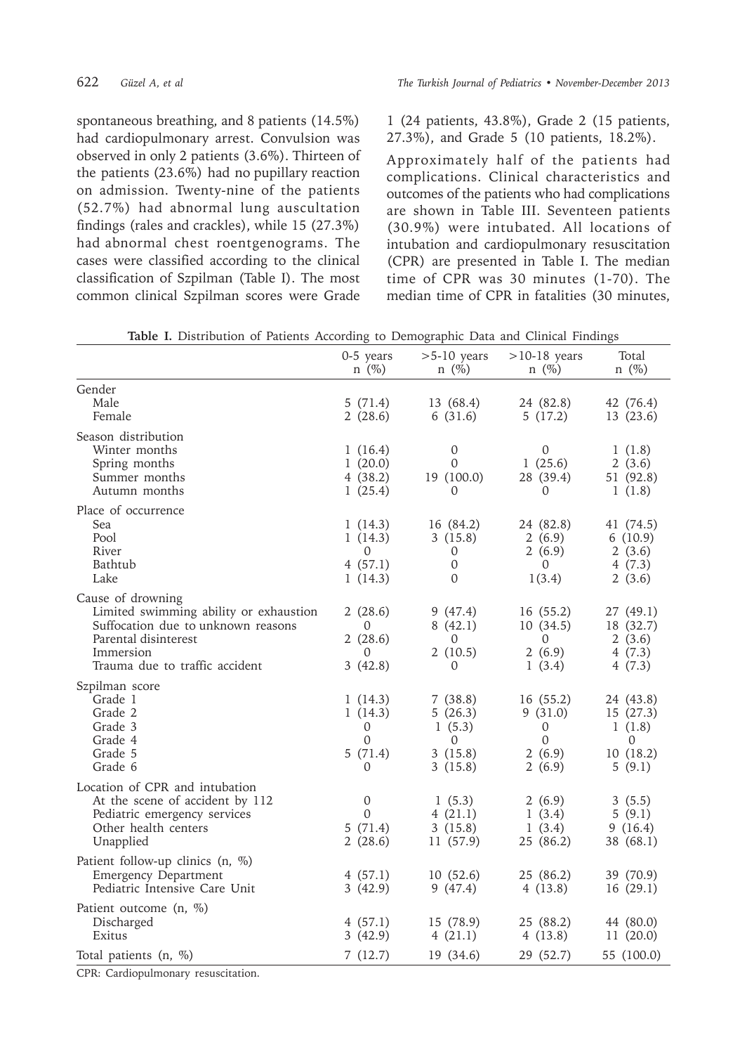spontaneous breathing, and 8 patients (14.5%) had cardiopulmonary arrest. Convulsion was observed in only 2 patients (3.6%). Thirteen of the patients (23.6%) had no pupillary reaction on admission. Twenty-nine of the patients (52.7%) had abnormal lung auscultation findings (rales and crackles), while 15 (27.3%) had abnormal chest roentgenograms. The cases were classified according to the clinical classification of Szpilman (Table I). The most common clinical Szpilman scores were Grade 1 (24 patients, 43.8%), Grade 2 (15 patients, 27.3%), and Grade 5 (10 patients, 18.2%).

Approximately half of the patients had complications. Clinical characteristics and outcomes of the patients who had complications are shown in Table III. Seventeen patients (30.9%) were intubated. All locations of intubation and cardiopulmonary resuscitation (CPR) are presented in Table I. The median time of CPR was 30 minutes (1-70). The median time of CPR in fatalities (30 minutes,

**Table I.** Distribution of Patients According to Demographic Data and Clinical Findings

| | 0-5 years n (%) | >5-10 years n (%) | >10-18 years n (%) | Total n (%) |
|---|---|---|---|---|
| **Gender** | | | | |
| Male | 5 (71.4) | 13 (68.4) | 24 (82.8) | 42 (76.4) |
| Female | 2 (28.6) | 6 (31.6) | 5 (17.2) | 13 (23.6) |
| **Season distribution** | | | | |
| Winter months | 1 (16.4) | 0 | 0 | 1 (1.8) |
| Spring months | 1 (20.0) | 0 | 1 (25.6) | 2 (3.6) |
| Summer months | 4 (38.2) | 19 (100.0) | 28 (39.4) | 51 (92.8) |
| Autumn months | 1 (25.4) | 0 | 0 | 1 (1.8) |
| **Place of occurrence** | | | | |
| Sea | 1 (14.3) | 16 (84.2) | 24 (82.8) | 41 (74.5) |
| Pool | 1 (14.3) | 3 (15.8) | 2 (6.9) | 6 (10.9) |
| River | 0 | 0 | 2 (6.9) | 2 (3.6) |
| Bathtub | 4 (57.1) | 0 | 0 | 4 (7.3) |
| Lake | 1 (14.3) | 0 | 1(3.4) | 2 (3.6) |
| **Cause of drowning** | | | | |
| Limited swimming ability or exhaustion | 2 (28.6) | 9 (47.4) | 16 (55.2) | 27 (49.1) |
| Suffocation due to unknown reasons | 0 | 8 (42.1) | 10 (34.5) | 18 (32.7) |
| Parental disinterest | 2 (28.6) | 0 | 0 | 2 (3.6) |
| Immersion | 0 | 2 (10.5) | 2 (6.9) | 4 (7.3) |
| Trauma due to traffic accident | 3 (42.8) | 0 | 1 (3.4) | 4 (7.3) |
| **Szpilman score** | | | | |
| Grade 1 | 1 (14.3) | 7 (38.8) | 16 (55.2) | 24 (43.8) |
| Grade 2 | 1 (14.3) | 5 (26.3) | 9 (31.0) | 15 (27.3) |
| Grade 3 | 0 | 1 (5.3) | 0 | 1 (1.8) |
| Grade 4 | 0 | 0 | 0 | 0 |
| Grade 5 | 5 (71.4) | 3 (15.8) | 2 (6.9) | 10 (18.2) |
| Grade 6 | 0 | 3 (15.8) | 2 (6.9) | 5 (9.1) |
| **Location of CPR and intubation** | | | | |
| At the scene of accident by 112 | 0 | 1 (5.3) | 2 (6.9) | 3 (5.5) |
| Pediatric emergency services | 0 | 4 (21.1) | 1 (3.4) | 5 (9.1) |
| Other health centers | 5 (71.4) | 3 (15.8) | 1 (3.4) | 9 (16.4) |
| Unapplied | 2 (28.6) | 11 (57.9) | 25 (86.2) | 38 (68.1) |
| **Patient follow-up clinics (n, %)** | | | | |
| Emergency Department | 4 (57.1) | 10 (52.6) | 25 (86.2) | 39 (70.9) |
| Pediatric Intensive Care Unit | 3 (42.9) | 9 (47.4) | 4 (13.8) | 16 (29.1) |
| **Patient outcome (n, %)** | | | | |
| Discharged | 4 (57.1) | 15 (78.9) | 25 (88.2) | 44 (80.0) |
| Exitus | 3 (42.9) | 4 (21.1) | 4 (13.8) | 11 (20.0) |
| **Total patients (n, %)** | 7 (12.7) | 19 (34.6) | 29 (52.7) | 55 (100.0) |

CPR: Cardiopulmonary resuscitation.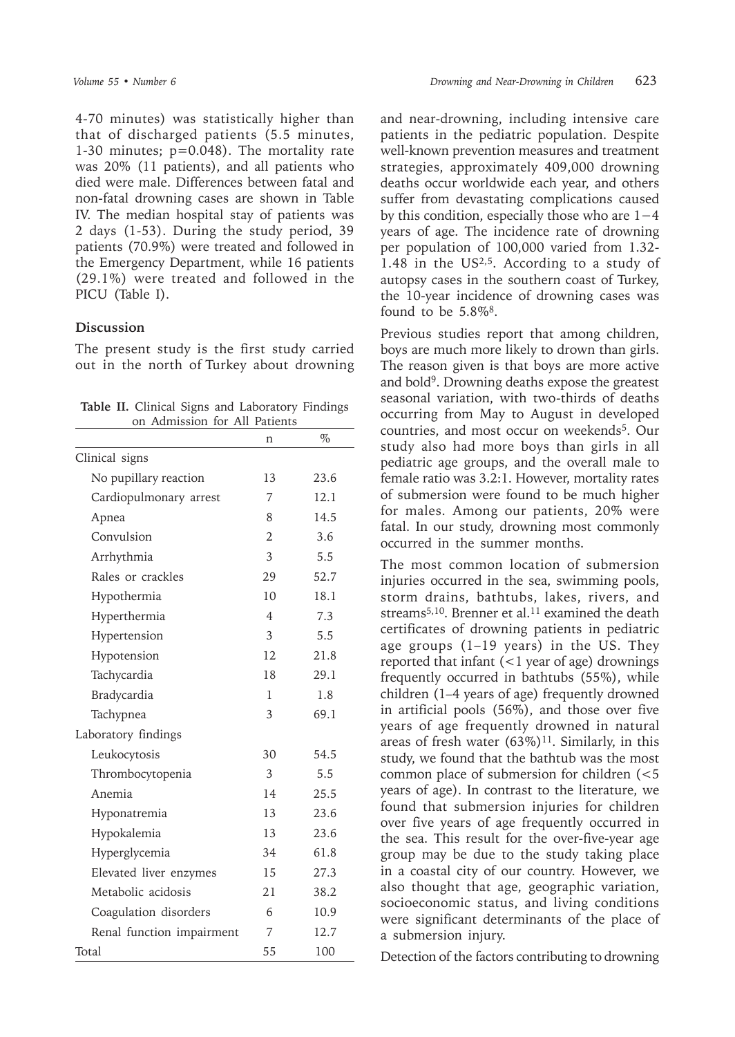4-70 minutes) was statistically higher than that of discharged patients (5.5 minutes, 1-30 minutes; $p=0.048$). The mortality rate was 20% (11 patients), and all patients who died were male. Differences between fatal and non-fatal drowning cases are shown in Table IV. The median hospital stay of patients was 2 days (1-53). During the study period, 39 patients (70.9%) were treated and followed in the Emergency Department, while 16 patients (29.1%) were treated and followed in the PICU (Table I).

## Discussion

The present study is the first study carried out in the north of Turkey about drowning and near-drowning, including intensive care patients in the pediatric population. Despite well-known prevention measures and treatment strategies, approximately 409,000 drowning deaths occur worldwide each year, and others suffer from devastating complications caused by this condition, especially those who are 1−4 years of age. The incidence rate of drowning per population of 100,000 varied from 1.32-1.48 in the US[2,5]. According to a study of autopsy cases in the southern coast of Turkey, the 10-year incidence of drowning cases was found to be 5.8%[8].

**Table II.** Clinical Signs and Laboratory Findings on Admission for All Patients

| | n | % |
|---|---|---|
| Clinical signs | | |
| No pupillary reaction | 13 | 23.6 |
| Cardiopulmonary arrest | 7 | 12.1 |
| Apnea | 8 | 14.5 |
| Convulsion | 2 | 3.6 |
| Arrhythmia | 3 | 5.5 |
| Rales or crackles | 29 | 52.7 |
| Hypothermia | 10 | 18.1 |
| Hyperthermia | 4 | 7.3 |
| Hypertension | 3 | 5.5 |
| Hypotension | 12 | 21.8 |
| Tachycardia | 18 | 29.1 |
| Bradycardia | 1 | 1.8 |
| Tachypnea | 3 | 69.1 |
| Laboratory findings | | |
| Leukocytosis | 30 | 54.5 |
| Thrombocytopenia | 3 | 5.5 |
| Anemia | 14 | 25.5 |
| Hyponatremia | 13 | 23.6 |
| Hypokalemia | 13 | 23.6 |
| Hyperglycemia | 34 | 61.8 |
| Elevated liver enzymes | 15 | 27.3 |
| Metabolic acidosis | 21 | 38.2 |
| Coagulation disorders | 6 | 10.9 |
| Renal function impairment | 7 | 12.7 |
| Total | 55 | 100 |

Previous studies report that among children, boys are much more likely to drown than girls. The reason given is that boys are more active and bold[9]. Drowning deaths expose the greatest seasonal variation, with two-thirds of deaths occurring from May to August in developed countries, and most occur on weekends[5]. Our study also had more boys than girls in all pediatric age groups, and the overall male to female ratio was 3.2:1. However, mortality rates of submersion were found to be much higher for males. Among our patients, 20% were fatal. In our study, drowning most commonly occurred in the summer months.

The most common location of submersion injuries occurred in the sea, swimming pools, storm drains, bathtubs, lakes, rivers, and streams[5,10]. Brenner et al.[11] examined the death certificates of drowning patients in pediatric age groups (1–19 years) in the US. They reported that infant (<1 year of age) drownings frequently occurred in bathtubs (55%), while children (1–4 years of age) frequently drowned in artificial pools (56%), and those over five years of age frequently drowned in natural areas of fresh water (63%)[11]. Similarly, in this study, we found that the bathtub was the most common place of submersion for children (<5 years of age). In contrast to the literature, we found that submersion injuries for children over five years of age frequently occurred in the sea. This result for the over-five-year age group may be due to the study taking place in a coastal city of our country. However, we also thought that age, geographic variation, socioeconomic status, and living conditions were significant determinants of the place of a submersion injury.

Detection of the factors contributing to drowning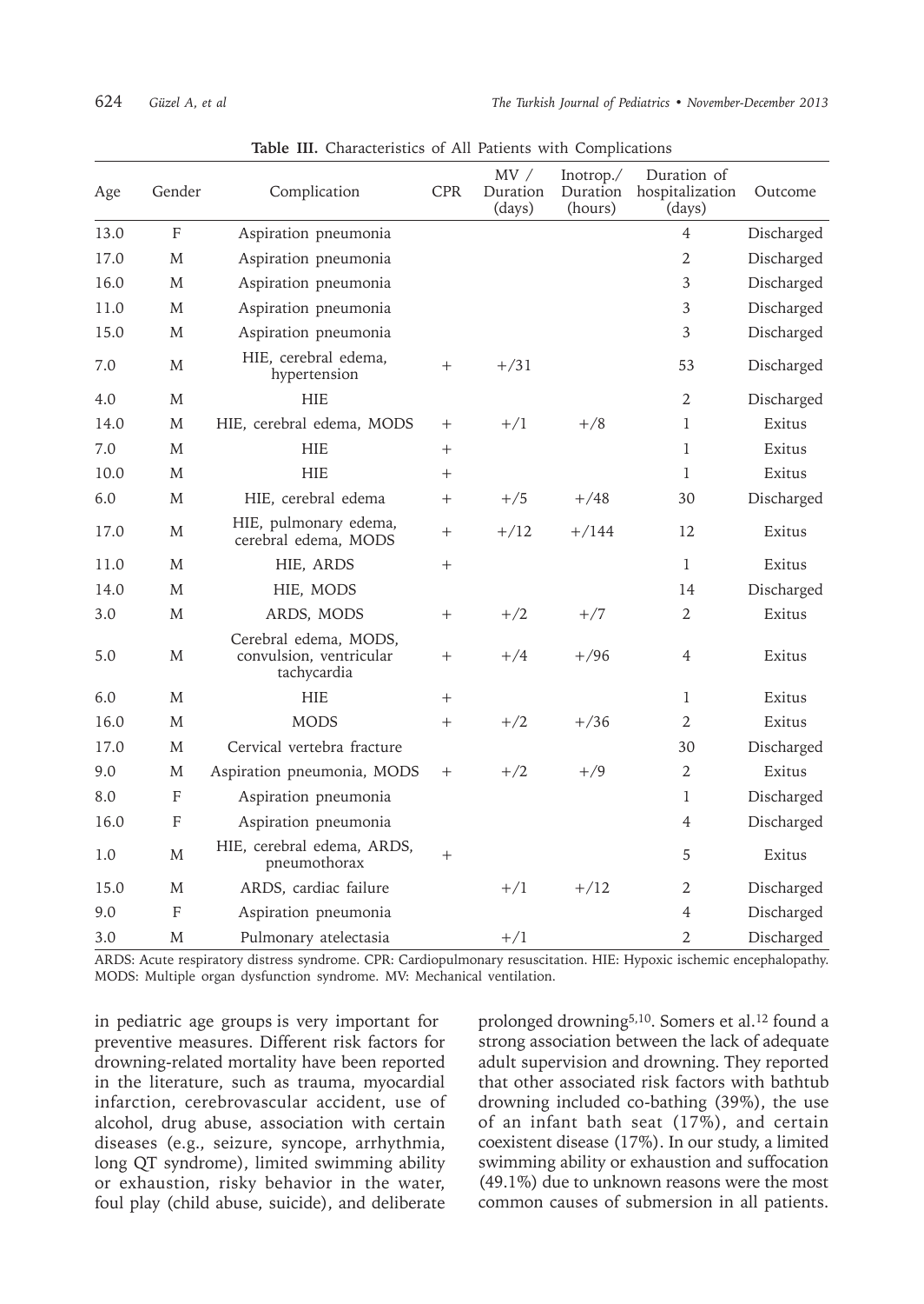**Table III.** Characteristics of All Patients with Complications

| Age | Gender | Complication | CPR | MV / Duration (days) | Inotrop./ Duration (hours) | Duration of hospitalization (days) | Outcome |
|---|---|---|---|---|---|---|---|
| 13.0 | F | Aspiration pneumonia | | | | 4 | Discharged |
| 17.0 | M | Aspiration pneumonia | | | | 2 | Discharged |
| 16.0 | M | Aspiration pneumonia | | | | 3 | Discharged |
| 11.0 | M | Aspiration pneumonia | | | | 3 | Discharged |
| 15.0 | M | Aspiration pneumonia | | | | 3 | Discharged |
| 7.0 | M | HIE, cerebral edema, hypertension | + | +/31 | | 53 | Discharged |
| 4.0 | M | HIE | | | | 2 | Discharged |
| 14.0 | M | HIE, cerebral edema, MODS | + | +/1 | +/8 | 1 | Exitus |
| 7.0 | M | HIE | + | | | 1 | Exitus |
| 10.0 | M | HIE | + | | | 1 | Exitus |
| 6.0 | M | HIE, cerebral edema | + | +/5 | +/48 | 30 | Discharged |
| 17.0 | M | HIE, pulmonary edema, cerebral edema, MODS | + | +/12 | +/144 | 12 | Exitus |
| 11.0 | M | HIE, ARDS | + | | | 1 | Exitus |
| 14.0 | M | HIE, MODS | | | | 14 | Discharged |
| 3.0 | M | ARDS, MODS | + | +/2 | +/7 | 2 | Exitus |
| 5.0 | M | Cerebral edema, MODS, convulsion, ventricular tachycardia | + | +/4 | +/96 | 4 | Exitus |
| 6.0 | M | HIE | + | | | 1 | Exitus |
| 16.0 | M | MODS | + | +/2 | +/36 | 2 | Exitus |
| 17.0 | M | Cervical vertebra fracture | | | | 30 | Discharged |
| 9.0 | M | Aspiration pneumonia, MODS | + | +/2 | +/9 | 2 | Exitus |
| 8.0 | F | Aspiration pneumonia | | | | 1 | Discharged |
| 16.0 | F | Aspiration pneumonia | | | | 4 | Discharged |
| 1.0 | M | HIE, cerebral edema, ARDS, pneumothorax | + | | | 5 | Exitus |
| 15.0 | M | ARDS, cardiac failure | | +/1 | +/12 | 2 | Discharged |
| 9.0 | F | Aspiration pneumonia | | | | 4 | Discharged |
| 3.0 | M | Pulmonary atelectasia | | +/1 | | 2 | Discharged |

ARDS: Acute respiratory distress syndrome. CPR: Cardiopulmonary resuscitation. HIE: Hypoxic ischemic encephalopathy. MODS: Multiple organ dysfunction syndrome. MV: Mechanical ventilation.

in pediatric age groups is very important for preventive measures. Different risk factors for drowning-related mortality have been reported in the literature, such as trauma, myocardial infarction, cerebrovascular accident, use of alcohol, drug abuse, association with certain diseases (e.g., seizure, syncope, arrhythmia, long QT syndrome), limited swimming ability or exhaustion, risky behavior in the water, foul play (child abuse, suicide), and deliberate prolonged drowning[5,10]. Somers et al.[12] found a strong association between the lack of adequate adult supervision and drowning. They reported that other associated risk factors with bathtub drowning included co-bathing (39%), the use of an infant bath seat (17%), and certain coexistent disease (17%). In our study, a limited swimming ability or exhaustion and suffocation (49.1%) due to unknown reasons were the most common causes of submersion in all patients.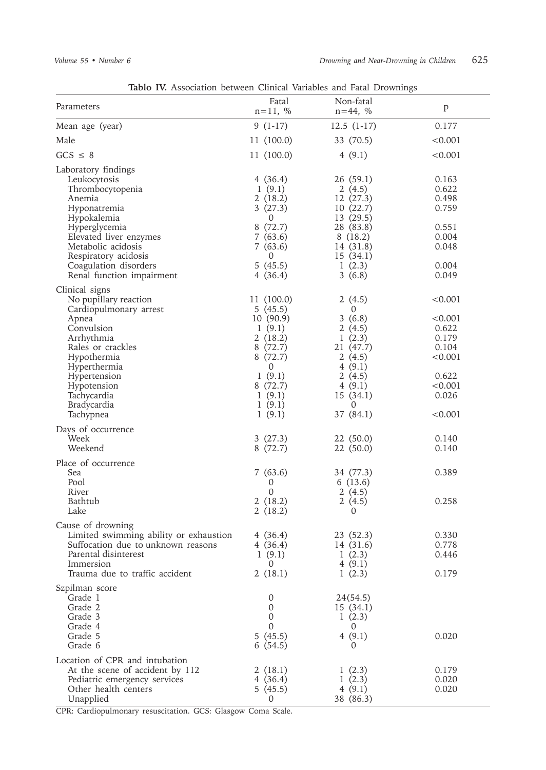**Tablo IV.** Association between Clinical Variables and Fatal Drownings

| Parameters | Fatal n=11, % | Non-fatal n=44, % | p |
|---|---|---|---|
| Mean age (year) | 9 (1-17) | 12.5 (1-17) | 0.177 |
| Male | 11 (100.0) | 33 (70.5) | <0.001 |
| GCS ≤ 8 | 11 (100.0) | 4 (9.1) | <0.001 |
| Laboratory findings | | | |
| Leukocytosis | 4 (36.4) | 26 (59.1) | 0.163 |
| Thrombocytopenia | 1 (9.1) | 2 (4.5) | 0.622 |
| Anemia | 2 (18.2) | 12 (27.3) | 0.498 |
| Hyponatremia | 3 (27.3) | 10 (22.7) | 0.759 |
| Hypokalemia | 0 | 13 (29.5) | |
| Hyperglycemia | 8 (72.7) | 28 (83.8) | 0.551 |
| Elevated liver enzymes | 7 (63.6) | 8 (18.2) | 0.004 |
| Metabolic acidosis | 7 (63.6) | 14 (31.8) | 0.048 |
| Respiratory acidosis | 0 | 15 (34.1) | |
| Coagulation disorders | 5 (45.5) | 1 (2.3) | 0.004 |
| Renal function impairment | 4 (36.4) | 3 (6.8) | 0.049 |
| Clinical signs | | | |
| No pupillary reaction | 11 (100.0) | 2 (4.5) | <0.001 |
| Cardiopulmonary arrest | 5 (45.5) | 0 | |
| Apnea | 10 (90.9) | 3 (6.8) | <0.001 |
| Convulsion | 1 (9.1) | 2 (4.5) | 0.622 |
| Arrhythmia | 2 (18.2) | 1 (2.3) | 0.179 |
| Rales or crackles | 8 (72.7) | 21 (47.7) | 0.104 |
| Hypothermia | 8 (72.7) | 2 (4.5) | <0.001 |
| Hyperthermia | 0 | 4 (9.1) | |
| Hypertension | 1 (9.1) | 2 (4.5) | 0.622 |
| Hypotension | 8 (72.7) | 4 (9.1) | <0.001 |
| Tachycardia | 1 (9.1) | 15 (34.1) | 0.026 |
| Bradycardia | 1 (9.1) | 0 | |
| Tachypnea | 1 (9.1) | 37 (84.1) | <0.001 |
| Days of occurrence | | | |
| Week | 3 (27.3) | 22 (50.0) | 0.140 |
| Weekend | 8 (72.7) | 22 (50.0) | 0.140 |
| Place of occurrence | | | |
| Sea | 7 (63.6) | 34 (77.3) | 0.389 |
| Pool | 0 | 6 (13.6) | |
| River | 0 | 2 (4.5) | |
| Bathtub | 2 (18.2) | 2 (4.5) | 0.258 |
| Lake | 2 (18.2) | 0 | |
| Cause of drowning | | | |
| Limited swimming ability or exhaustion | 4 (36.4) | 23 (52.3) | 0.330 |
| Suffocation due to unknown reasons | 4 (36.4) | 14 (31.6) | 0.778 |
| Parental disinterest | 1 (9.1) | 1 (2.3) | 0.446 |
| Immersion | 0 | 4 (9.1) | |
| Trauma due to traffic accident | 2 (18.1) | 1 (2.3) | 0.179 |
| Szpilman score | | | |
| Grade 1 | 0 | 24(54.5) | |
| Grade 2 | 0 | 15 (34.1) | |
| Grade 3 | 0 | 1 (2.3) | |
| Grade 4 | 0 | 0 | |
| Grade 5 | 5 (45.5) | 4 (9.1) | 0.020 |
| Grade 6 | 6 (54.5) | 0 | |
| Location of CPR and intubation | | | |
| At the scene of accident by 112 | 2 (18.1) | 1 (2.3) | 0.179 |
| Pediatric emergency services | 4 (36.4) | 1 (2.3) | 0.020 |
| Other health centers | 5 (45.5) | 4 (9.1) | 0.020 |
| Unapplied | 0 | 38 (86.3) | |

CPR: Cardiopulmonary resuscitation. GCS: Glasgow Coma Scale.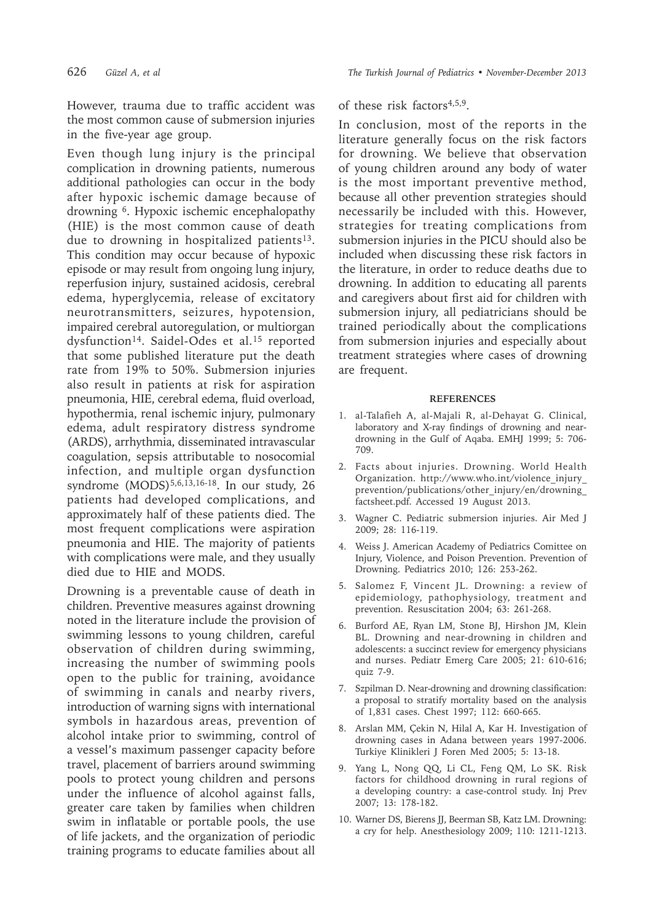However, trauma due to traffic accident was the most common cause of submersion injuries in the five-year age group.

Even though lung injury is the principal complication in drowning patients, numerous additional pathologies can occur in the body after hypoxic ischemic damage because of drowning [6]. Hypoxic ischemic encephalopathy (HIE) is the most common cause of death due to drowning in hospitalized patients[13]. This condition may occur because of hypoxic episode or may result from ongoing lung injury, reperfusion injury, sustained acidosis, cerebral edema, hyperglycemia, release of excitatory neurotransmitters, seizures, hypotension, impaired cerebral autoregulation, or multiorgan dysfunction[14]. Saidel-Odes et al.[15] reported that some published literature put the death rate from 19% to 50%. Submersion injuries also result in patients at risk for aspiration pneumonia, HIE, cerebral edema, fluid overload, hypothermia, renal ischemic injury, pulmonary edema, adult respiratory distress syndrome (ARDS), arrhythmia, disseminated intravascular coagulation, sepsis attributable to nosocomial infection, and multiple organ dysfunction syndrome (MODS)[5,6,13,16-18]. In our study, 26 patients had developed complications, and approximately half of these patients died. The most frequent complications were aspiration pneumonia and HIE. The majority of patients with complications were male, and they usually died due to HIE and MODS.

Drowning is a preventable cause of death in children. Preventive measures against drowning noted in the literature include the provision of swimming lessons to young children, careful observation of children during swimming, increasing the number of swimming pools open to the public for training, avoidance of swimming in canals and nearby rivers, introduction of warning signs with international symbols in hazardous areas, prevention of alcohol intake prior to swimming, control of a vessel's maximum passenger capacity before travel, placement of barriers around swimming pools to protect young children and persons under the influence of alcohol against falls, greater care taken by families when children swim in inflatable or portable pools, the use of life jackets, and the organization of periodic training programs to educate families about all of these risk factors[4,5,9].

In conclusion, most of the reports in the literature generally focus on the risk factors for drowning. We believe that observation of young children around any body of water is the most important preventive method, because all other prevention strategies should necessarily be included with this. However, strategies for treating complications from submersion injuries in the PICU should also be included when discussing these risk factors in the literature, in order to reduce deaths due to drowning. In addition to educating all parents and caregivers about first aid for children with submersion injury, all pediatricians should be trained periodically about the complications from submersion injuries and especially about treatment strategies where cases of drowning are frequent.

#### REFERENCES

1. al-Talafieh A, al-Majali R, al-Dehayat G. Clinical, laboratory and X-ray findings of drowning and near-drowning in the Gulf of Aqaba. EMHJ 1999; 5: 706-709.
2. Facts about injuries. Drowning. World Health Organization. http://www.who.int/violence_injury_prevention/publications/other_injury/en/drowning_factsheet.pdf. Accessed 19 August 2013.
3. Wagner C. Pediatric submersion injuries. Air Med J 2009; 28: 116-119.
4. Weiss J. American Academy of Pediatrics Comittee on Injury, Violence, and Poison Prevention. Prevention of Drowning. Pediatrics 2010; 126: 253-262.
5. Salomez F, Vincent JL. Drowning: a review of epidemiology, pathophysiology, treatment and prevention. Resuscitation 2004; 63: 261-268.
6. Burford AE, Ryan LM, Stone BJ, Hirshon JM, Klein BL. Drowning and near-drowning in children and adolescents: a succinct review for emergency physicians and nurses. Pediatr Emerg Care 2005; 21: 610-616; quiz 7-9.
7. Szpilman D. Near-drowning and drowning classification: a proposal to stratify mortality based on the analysis of 1,831 cases. Chest 1997; 112: 660-665.
8. Arslan MM, Çekin N, Hilal A, Kar H. Investigation of drowning cases in Adana between years 1997-2006. Turkiye Klinikleri J Foren Med 2005; 5: 13-18.
9. Yang L, Nong QQ, Li CL, Feng QM, Lo SK. Risk factors for childhood drowning in rural regions of a developing country: a case-control study. Inj Prev 2007; 13: 178-182.
10. Warner DS, Bierens JJ, Beerman SB, Katz LM. Drowning: a cry for help. Anesthesiology 2009; 110: 1211-1213.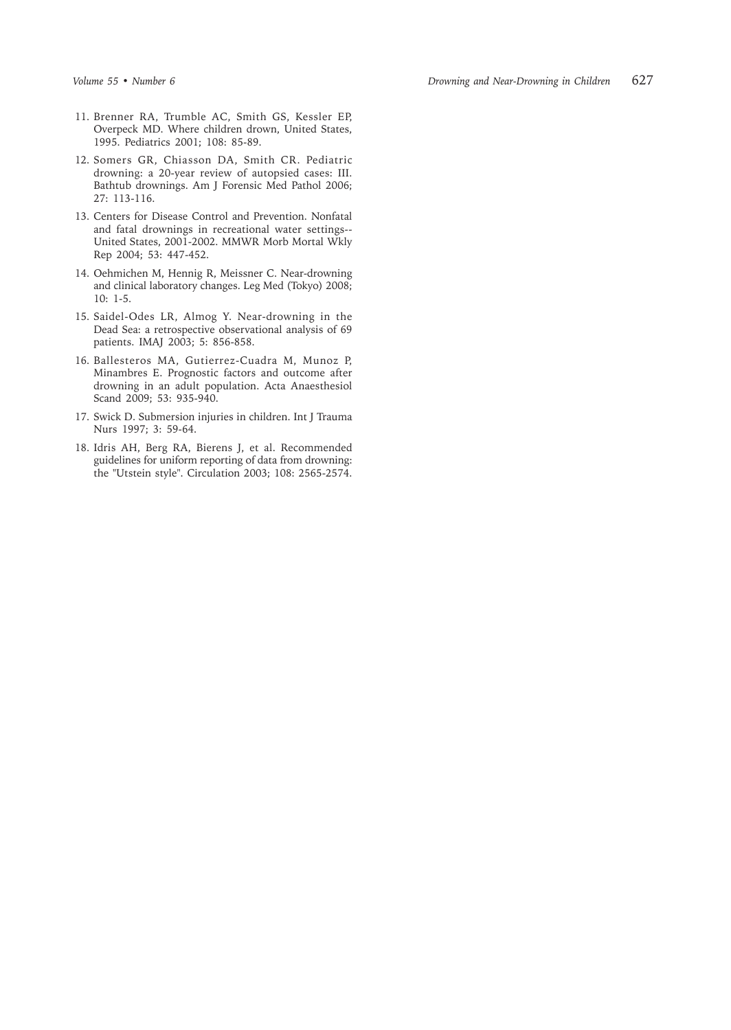11. Brenner RA, Trumble AC, Smith GS, Kessler EP, Overpeck MD. Where children drown, United States, 1995. Pediatrics 2001; 108: 85-89.
12. Somers GR, Chiasson DA, Smith CR. Pediatric drowning: a 20-year review of autopsied cases: III. Bathtub drownings. Am J Forensic Med Pathol 2006; 27: 113-116.
13. Centers for Disease Control and Prevention. Nonfatal and fatal drownings in recreational water settings-- United States, 2001-2002. MMWR Morb Mortal Wkly Rep 2004; 53: 447-452.
14. Oehmichen M, Hennig R, Meissner C. Near-drowning and clinical laboratory changes. Leg Med (Tokyo) 2008; 10: 1-5.
15. Saidel-Odes LR, Almog Y. Near-drowning in the Dead Sea: a retrospective observational analysis of 69 patients. IMAJ 2003; 5: 856-858.
16. Ballesteros MA, Gutierrez-Cuadra M, Munoz P, Minambres E. Prognostic factors and outcome after drowning in an adult population. Acta Anaesthesiol Scand 2009; 53: 935-940.
17. Swick D. Submersion injuries in children. Int J Trauma Nurs 1997; 3: 59-64.
18. Idris AH, Berg RA, Bierens J, et al. Recommended guidelines for uniform reporting of data from drowning: the "Utstein style". Circulation 2003; 108: 2565-2574.